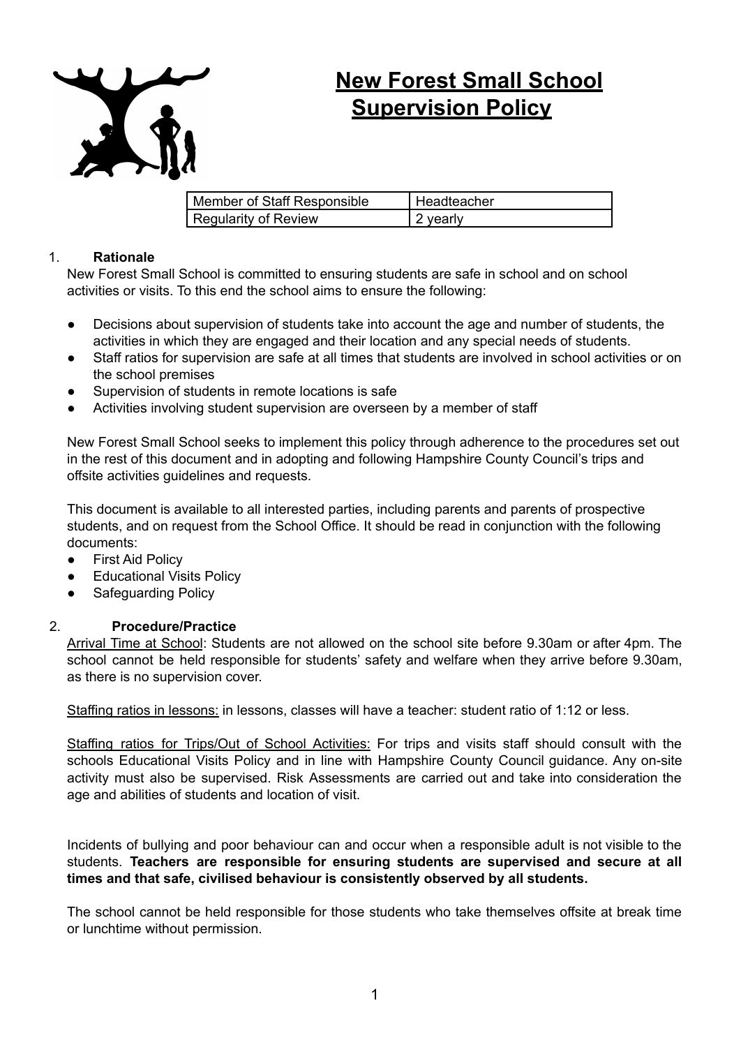# New Forest Small School Supervision Policy

| Member of Staff Responsible | Headteacher |
| --- | --- |
| Regularity of Review | 2 yearly |

1. **Rationale**

New Forest Small School is committed to ensuring students are safe in school and on school activities or visits. To this end the school aims to ensure the following:

- Decisions about supervision of students take into account the age and number of students, the activities in which they are engaged and their location and any special needs of students.
- Staff ratios for supervision are safe at all times that students are involved in school activities or on the school premises
- Supervision of students in remote locations is safe
- Activities involving student supervision are overseen by a member of staff

New Forest Small School seeks to implement this policy through adherence to the procedures set out in the rest of this document and in adopting and following Hampshire County Council's trips and offsite activities guidelines and requests.

This document is available to all interested parties, including parents and parents of prospective students, and on request from the School Office. It should be read in conjunction with the following documents:

- First Aid Policy
- Educational Visits Policy
- Safeguarding Policy

2. **Procedure/Practice**

Arrival Time at School: Students are not allowed on the school site before 9.30am or after 4pm. The school cannot be held responsible for students' safety and welfare when they arrive before 9.30am, as there is no supervision cover.

Staffing ratios in lessons: in lessons, classes will have a teacher: student ratio of 1:12 or less.

Staffing ratios for Trips/Out of School Activities: For trips and visits staff should consult with the schools Educational Visits Policy and in line with Hampshire County Council guidance. Any on-site activity must also be supervised. Risk Assessments are carried out and take into consideration the age and abilities of students and location of visit.

Incidents of bullying and poor behaviour can and occur when a responsible adult is not visible to the students. **Teachers are responsible for ensuring students are supervised and secure at all times and that safe, civilised behaviour is consistently observed by all students.**

The school cannot be held responsible for those students who take themselves offsite at break time or lunchtime without permission.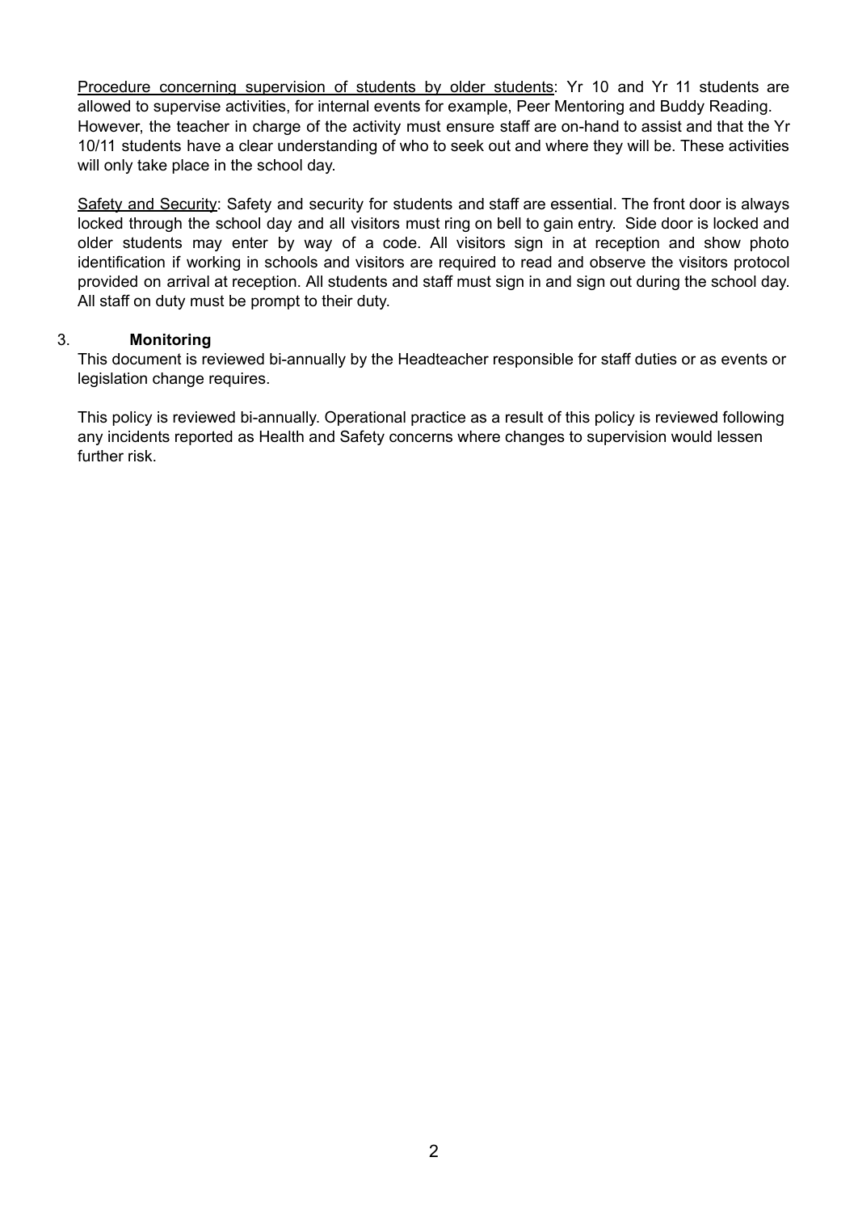Procedure concerning supervision of students by older students: Yr 10 and Yr 11 students are allowed to supervise activities, for internal events for example, Peer Mentoring and Buddy Reading. However, the teacher in charge of the activity must ensure staff are on-hand to assist and that the Yr 10/11 students have a clear understanding of who to seek out and where they will be. These activities will only take place in the school day.

Safety and Security: Safety and security for students and staff are essential. The front door is always locked through the school day and all visitors must ring on bell to gain entry. Side door is locked and older students may enter by way of a code. All visitors sign in at reception and show photo identification if working in schools and visitors are required to read and observe the visitors protocol provided on arrival at reception. All students and staff must sign in and sign out during the school day. All staff on duty must be prompt to their duty.

## 3. Monitoring

This document is reviewed bi-annually by the Headteacher responsible for staff duties or as events or legislation change requires.

This policy is reviewed bi-annually. Operational practice as a result of this policy is reviewed following any incidents reported as Health and Safety concerns where changes to supervision would lessen further risk.